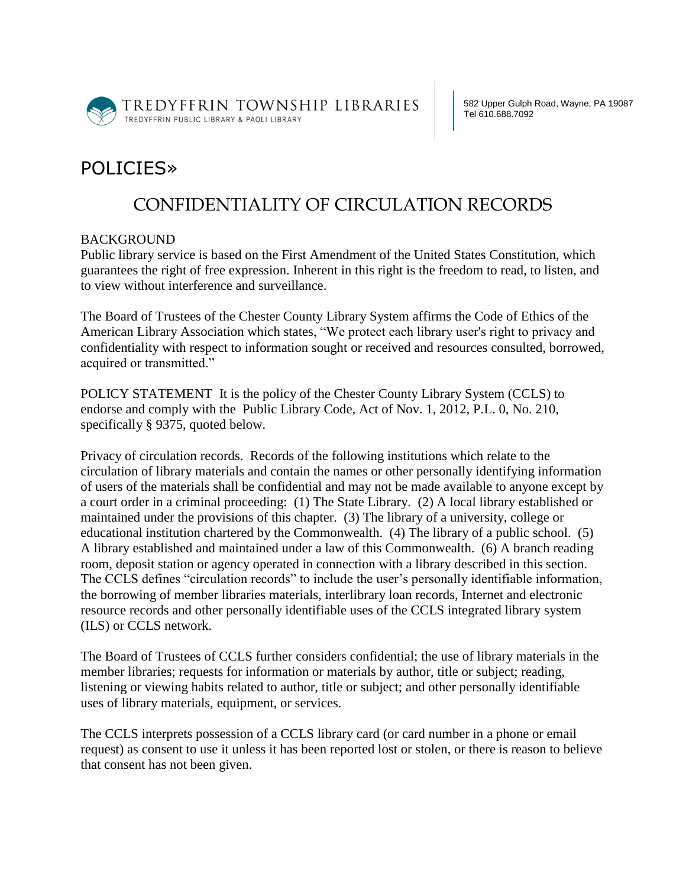TREDYFFRIN TOWNSHIP LIBRARIES
TREDYFFRIN PUBLIC LIBRARY & PAOLI LIBRARY

582 Upper Gulph Road, Wayne, PA 19087
Tel 610.688.7092

# POLICIES»

## CONFIDENTIALITY OF CIRCULATION RECORDS

### BACKGROUND

Public library service is based on the First Amendment of the United States Constitution, which guarantees the right of free expression. Inherent in this right is the freedom to read, to listen, and to view without interference and surveillance.

The Board of Trustees of the Chester County Library System affirms the Code of Ethics of the American Library Association which states, "We protect each library user's right to privacy and confidentiality with respect to information sought or received and resources consulted, borrowed, acquired or transmitted."

POLICY STATEMENT It is the policy of the Chester County Library System (CCLS) to endorse and comply with the Public Library Code, Act of Nov. 1, 2012, P.L. 0, No. 210, specifically § 9375, quoted below.

Privacy of circulation records. Records of the following institutions which relate to the circulation of library materials and contain the names or other personally identifying information of users of the materials shall be confidential and may not be made available to anyone except by a court order in a criminal proceeding: (1) The State Library. (2) A local library established or maintained under the provisions of this chapter. (3) The library of a university, college or educational institution chartered by the Commonwealth. (4) The library of a public school. (5) A library established and maintained under a law of this Commonwealth. (6) A branch reading room, deposit station or agency operated in connection with a library described in this section. The CCLS defines "circulation records" to include the user's personally identifiable information, the borrowing of member libraries materials, interlibrary loan records, Internet and electronic resource records and other personally identifiable uses of the CCLS integrated library system (ILS) or CCLS network.

The Board of Trustees of CCLS further considers confidential; the use of library materials in the member libraries; requests for information or materials by author, title or subject; reading, listening or viewing habits related to author, title or subject; and other personally identifiable uses of library materials, equipment, or services.

The CCLS interprets possession of a CCLS library card (or card number in a phone or email request) as consent to use it unless it has been reported lost or stolen, or there is reason to believe that consent has not been given.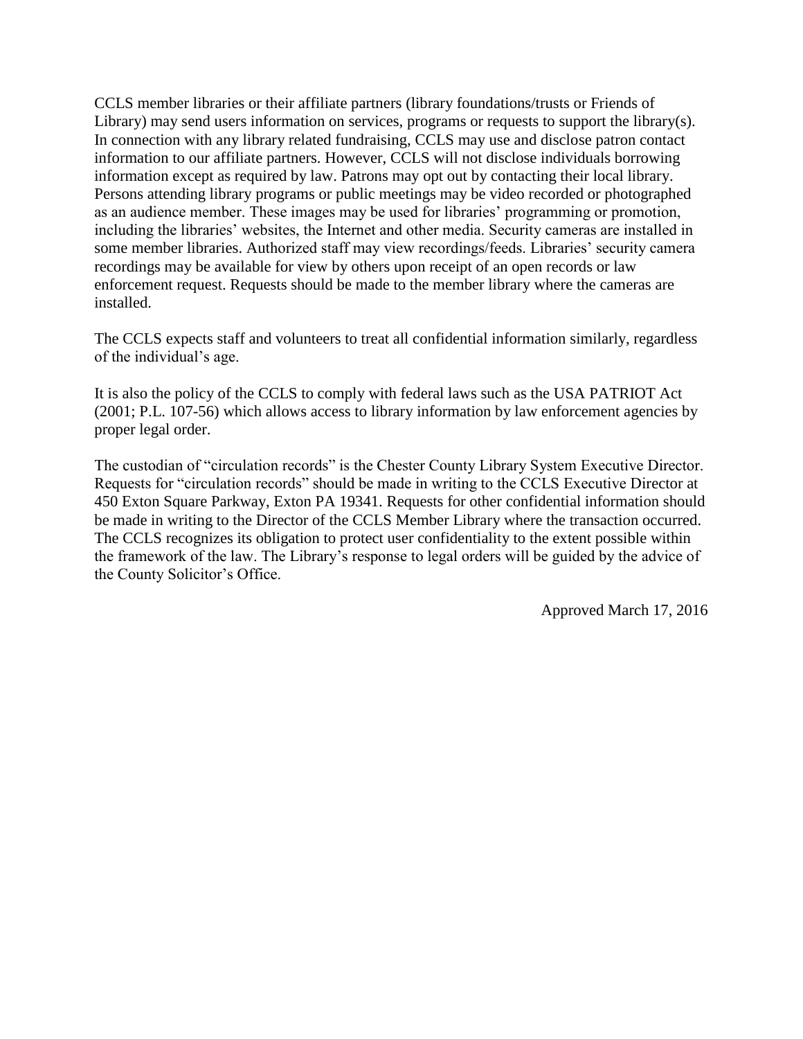CCLS member libraries or their affiliate partners (library foundations/trusts or Friends of Library) may send users information on services, programs or requests to support the library(s). In connection with any library related fundraising, CCLS may use and disclose patron contact information to our affiliate partners. However, CCLS will not disclose individuals borrowing information except as required by law. Patrons may opt out by contacting their local library. Persons attending library programs or public meetings may be video recorded or photographed as an audience member. These images may be used for libraries' programming or promotion, including the libraries' websites, the Internet and other media. Security cameras are installed in some member libraries. Authorized staff may view recordings/feeds. Libraries' security camera recordings may be available for view by others upon receipt of an open records or law enforcement request. Requests should be made to the member library where the cameras are installed.

The CCLS expects staff and volunteers to treat all confidential information similarly, regardless of the individual's age.

It is also the policy of the CCLS to comply with federal laws such as the USA PATRIOT Act (2001; P.L. 107-56) which allows access to library information by law enforcement agencies by proper legal order.

The custodian of "circulation records" is the Chester County Library System Executive Director. Requests for "circulation records" should be made in writing to the CCLS Executive Director at 450 Exton Square Parkway, Exton PA 19341. Requests for other confidential information should be made in writing to the Director of the CCLS Member Library where the transaction occurred. The CCLS recognizes its obligation to protect user confidentiality to the extent possible within the framework of the law. The Library's response to legal orders will be guided by the advice of the County Solicitor's Office.

Approved March 17, 2016